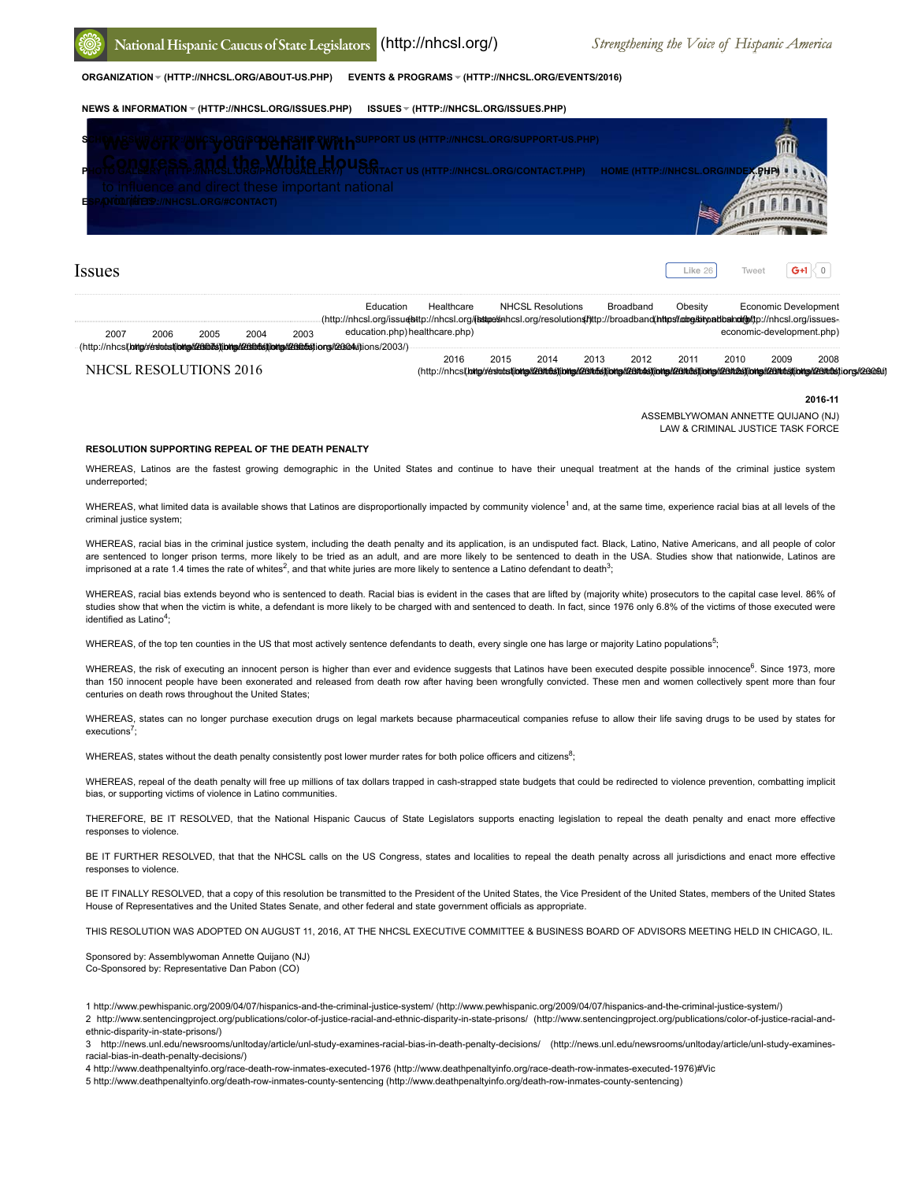National Hispanic Caucus of State Legislators (http://nhcsl.org/) *Strengthening the Voice of Hispanic America*

ORGANIZATION (HTTP://NHCSL.ORG/ABOUT-US.PHP) EVENTS & PROGRAMS (HTTP://NHCSL.ORG/EVENTS/2016)

NEWS & INFORMATION (HTTP://NHCSL.ORG/ISSUES.PHP) ISSUES (HTTP://NHCSL.ORG/ISSUES.PHP)

SCHOLARSHIPS (HTTP://NHCSL.ORG/SCHOLARSHIPS.PHP) SUPPORT US (HTTP://NHCSL.ORG/SUPPORT-US.PHP)

PHOTO GALLERY (HTTP://NHCSL.ORG/PHOTOGALLERY/) CONTACT US (HTTP://NHCSL.ORG/CONTACT.PHP) HOME (HTTP://NHCSL.ORG/INDEX.PHP)

ESPAÑOL (HTTP://NHCSL.ORG/#CONTACT)

We work on your behalf with Congress and the White House to influence and direct these important national

# Issues

Education (http://nhcsl.org/issues-education.php) Healthcare (http://nhcsl.org/healthcare.php) NHCSL Resolutions (http://nhcsl.org/resolutions/) Broadband (http://broadband.nhcsl.org/) Obesity Economic Development (http://nhcsl.org/issues-economic-development.php)

2007 2006 2005 2004 2003

2016 2015 2014 2013 2012 2011 2010 2009 2008

## NHCSL RESOLUTIONS 2016

**2016-11**

ASSEMBLYWOMAN ANNETTE QUIJANO (NJ)
LAW & CRIMINAL JUSTICE TASK FORCE

**RESOLUTION SUPPORTING REPEAL OF THE DEATH PENALTY**

WHEREAS, Latinos are the fastest growing demographic in the United States and continue to have their unequal treatment at the hands of the criminal justice system underreported;

WHEREAS, what limited data is available shows that Latinos are disproportionally impacted by community violence[1] and, at the same time, experience racial bias at all levels of the criminal justice system;

WHEREAS, racial bias in the criminal justice system, including the death penalty and its application, is an undisputed fact. Black, Latino, Native Americans, and all people of color are sentenced to longer prison terms, more likely to be tried as an adult, and are more likely to be sentenced to death in the USA. Studies show that nationwide, Latinos are imprisoned at a rate 1.4 times the rate of whites[2], and that white juries are more likely to sentence a Latino defendant to death[3];

WHEREAS, racial bias extends beyond who is sentenced to death. Racial bias is evident in the cases that are lifted by (majority white) prosecutors to the capital case level. 86% of studies show that when the victim is white, a defendant is more likely to be charged with and sentenced to death. In fact, since 1976 only 6.8% of the victims of those executed were identified as Latino[4];

WHEREAS, of the top ten counties in the US that most actively sentence defendants to death, every single one has large or majority Latino populations[5];

WHEREAS, the risk of executing an innocent person is higher than ever and evidence suggests that Latinos have been executed despite possible innocence[6]. Since 1973, more than 150 innocent people have been exonerated and released from death row after having been wrongfully convicted. These men and women collectively spent more than four centuries on death rows throughout the United States;

WHEREAS, states can no longer purchase execution drugs on legal markets because pharmaceutical companies refuse to allow their life saving drugs to be used by states for executions[7];

WHEREAS, states without the death penalty consistently post lower murder rates for both police officers and citizens[8];

WHEREAS, repeal of the death penalty will free up millions of tax dollars trapped in cash-strapped state budgets that could be redirected to violence prevention, combatting implicit bias, or supporting victims of violence in Latino communities.

THEREFORE, BE IT RESOLVED, that the National Hispanic Caucus of State Legislators supports enacting legislation to repeal the death penalty and enact more effective responses to violence.

BE IT FURTHER RESOLVED, that that the NHCSL calls on the US Congress, states and localities to repeal the death penalty across all jurisdictions and enact more effective responses to violence.

BE IT FINALLY RESOLVED, that a copy of this resolution be transmitted to the President of the United States, the Vice President of the United States, members of the United States House of Representatives and the United States Senate, and other federal and state government officials as appropriate.

THIS RESOLUTION WAS ADOPTED ON AUGUST 11, 2016, AT THE NHCSL EXECUTIVE COMMITTEE & BUSINESS BOARD OF ADVISORS MEETING HELD IN CHICAGO, IL.

Sponsored by: Assemblywoman Annette Quijano (NJ)
Co-Sponsored by: Representative Dan Pabon (CO)

1 http://www.pewhispanic.org/2009/04/07/hispanics-and-the-criminal-justice-system/ (http://www.pewhispanic.org/2009/04/07/hispanics-and-the-criminal-justice-system/)

2 http://www.sentencingproject.org/publications/color-of-justice-racial-and-ethnic-disparity-in-state-prisons/ (http://www.sentencingproject.org/publications/color-of-justice-racial-and-ethnic-disparity-in-state-prisons/)

3 http://news.unl.edu/newsrooms/unltoday/article/unl-study-examines-racial-bias-in-death-penalty-decisions/ (http://news.unl.edu/newsrooms/unltoday/article/unl-study-examines-racial-bias-in-death-penalty-decisions/)

4 http://www.deathpenaltyinfo.org/race-death-row-inmates-executed-1976 (http://www.deathpenaltyinfo.org/race-death-row-inmates-executed-1976)#Vic

5 http://www.deathpenaltyinfo.org/death-row-inmates-county-sentencing (http://www.deathpenaltyinfo.org/death-row-inmates-county-sentencing)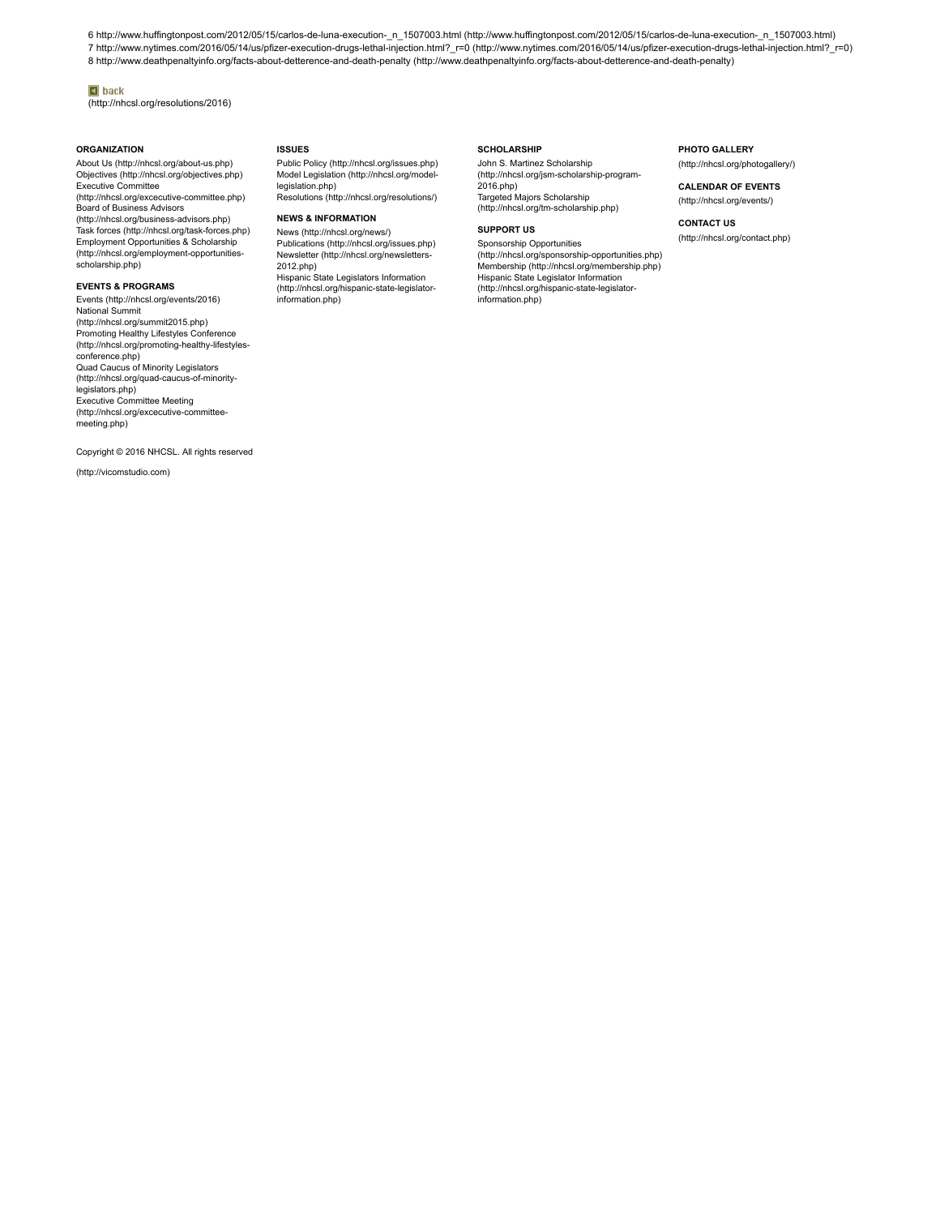6 http://www.huffingtonpost.com/2012/05/15/carlos-de-luna-execution-_n_1507003.html (http://www.huffingtonpost.com/2012/05/15/carlos-de-luna-execution-_n_1507003.html)
7 http://www.nytimes.com/2016/05/14/us/pfizer-execution-drugs-lethal-injection.html?_r=0 (http://www.nytimes.com/2016/05/14/us/pfizer-execution-drugs-lethal-injection.html?_r=0)
8 http://www.deathpenaltyinfo.org/facts-about-detterence-and-death-penalty (http://www.deathpenaltyinfo.org/facts-about-detterence-and-death-penalty)

back
(http://nhcsl.org/resolutions/2016)

**ORGANIZATION**

About Us (http://nhcsl.org/about-us.php)
Objectives (http://nhcsl.org/objectives.php)
Executive Committee (http://nhcsl.org/excecutive-committee.php)
Board of Business Advisors (http://nhcsl.org/business-advisors.php)
Task forces (http://nhcsl.org/task-forces.php)
Employment Opportunities & Scholarship (http://nhcsl.org/employment-opportunities-scholarship.php)

**EVENTS & PROGRAMS**

Events (http://nhcsl.org/events/2016)
National Summit (http://nhcsl.org/summit2015.php)
Promoting Healthy Lifestyles Conference (http://nhcsl.org/promoting-healthy-lifestyles-conference.php)
Quad Caucus of Minority Legislators (http://nhcsl.org/quad-caucus-of-minority-legislators.php)
Executive Committee Meeting (http://nhcsl.org/excecutive-committee-meeting.php)

**ISSUES**

Public Policy (http://nhcsl.org/issues.php)
Model Legislation (http://nhcsl.org/model-legislation.php)
Resolutions (http://nhcsl.org/resolutions/)

**NEWS & INFORMATION**

News (http://nhcsl.org/news/)
Publications (http://nhcsl.org/issues.php)
Newsletter (http://nhcsl.org/newsletters-2012.php)
Hispanic State Legislators Information (http://nhcsl.org/hispanic-state-legislator-information.php)

**SCHOLARSHIP**

John S. Martinez Scholarship (http://nhcsl.org/jsm-scholarship-program-2016.php)
Targeted Majors Scholarship (http://nhcsl.org/tm-scholarship.php)

**SUPPORT US**

Sponsorship Opportunities (http://nhcsl.org/sponsorship-opportunities.php)
Membership (http://nhcsl.org/membership.php)
Hispanic State Legislator Information (http://nhcsl.org/hispanic-state-legislator-information.php)

**PHOTO GALLERY**

(http://nhcsl.org/photogallery/)

**CALENDAR OF EVENTS**

(http://nhcsl.org/events/)

**CONTACT US**

(http://nhcsl.org/contact.php)

Copyright © 2016 NHCSL. All rights reserved

(http://vicomstudio.com)